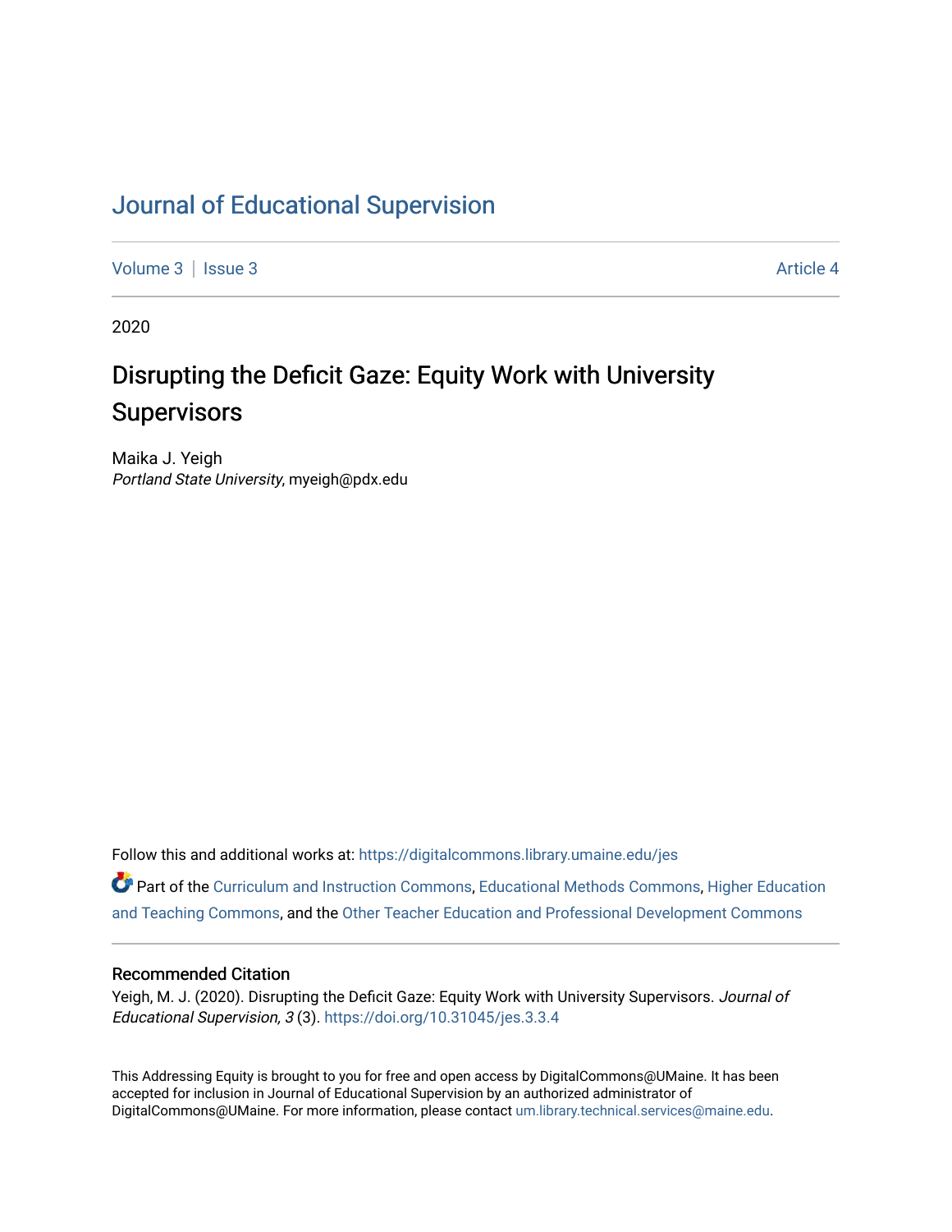# Journal of Educational Supervision

Volume 3 | Issue 3 Article 4

2020

## Disrupting the Deficit Gaze: Equity Work with University Supervisors

Maika J. Yeigh
*Portland State University*, myeigh@pdx.edu

Follow this and additional works at: https://digitalcommons.library.umaine.edu/jes

Part of the Curriculum and Instruction Commons, Educational Methods Commons, Higher Education and Teaching Commons, and the Other Teacher Education and Professional Development Commons

### Recommended Citation

Yeigh, M. J. (2020). Disrupting the Deficit Gaze: Equity Work with University Supervisors. *Journal of Educational Supervision, 3* (3). https://doi.org/10.31045/jes.3.3.4

This Addressing Equity is brought to you for free and open access by DigitalCommons@UMaine. It has been accepted for inclusion in Journal of Educational Supervision by an authorized administrator of DigitalCommons@UMaine. For more information, please contact um.library.technical.services@maine.edu.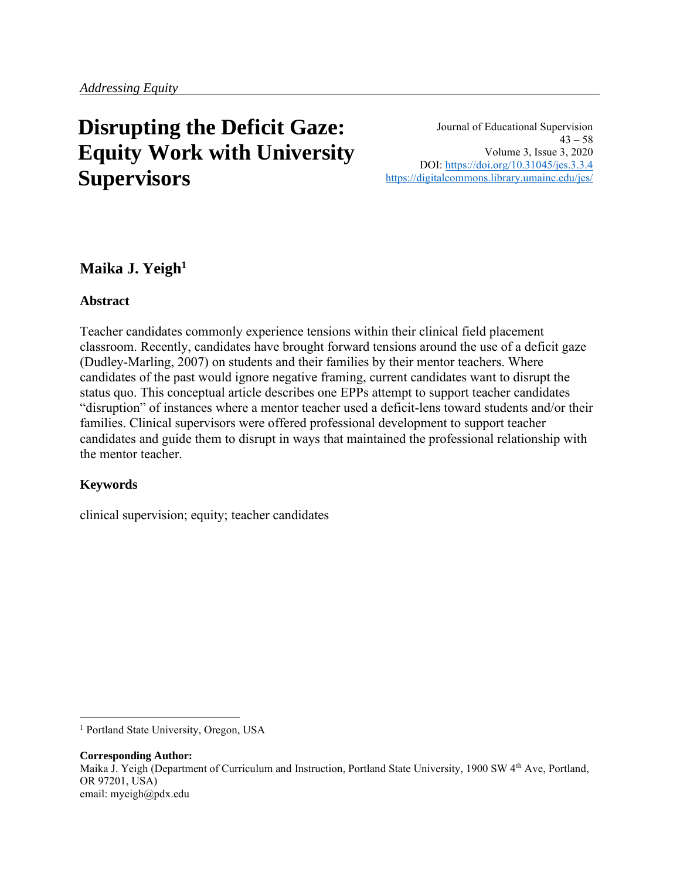*Addressing Equity*

# Disrupting the Deficit Gaze: Equity Work with University Supervisors

Journal of Educational Supervision
43 – 58
Volume 3, Issue 3, 2020
DOI: https://doi.org/10.31045/jes.3.3.4
https://digitalcommons.library.umaine.edu/jes/

**Maika J. Yeigh**[1]

### Abstract

Teacher candidates commonly experience tensions within their clinical field placement classroom. Recently, candidates have brought forward tensions around the use of a deficit gaze (Dudley-Marling, 2007) on students and their families by their mentor teachers. Where candidates of the past would ignore negative framing, current candidates want to disrupt the status quo. This conceptual article describes one EPPs attempt to support teacher candidates "disruption" of instances where a mentor teacher used a deficit-lens toward students and/or their families. Clinical supervisors were offered professional development to support teacher candidates and guide them to disrupt in ways that maintained the professional relationship with the mentor teacher.

### Keywords

clinical supervision; equity; teacher candidates

---

[1] Portland State University, Oregon, USA

**Corresponding Author:**
Maika J. Yeigh (Department of Curriculum and Instruction, Portland State University, 1900 SW 4th Ave, Portland, OR 97201, USA)
email: myeigh@pdx.edu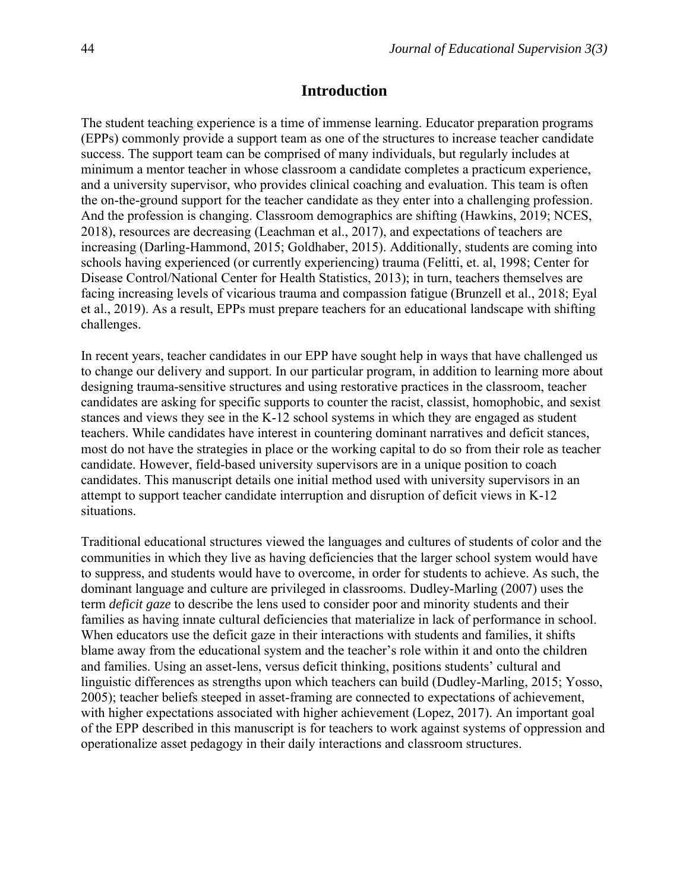## Introduction

The student teaching experience is a time of immense learning. Educator preparation programs (EPPs) commonly provide a support team as one of the structures to increase teacher candidate success. The support team can be comprised of many individuals, but regularly includes at minimum a mentor teacher in whose classroom a candidate completes a practicum experience, and a university supervisor, who provides clinical coaching and evaluation. This team is often the on-the-ground support for the teacher candidate as they enter into a challenging profession. And the profession is changing. Classroom demographics are shifting (Hawkins, 2019; NCES, 2018), resources are decreasing (Leachman et al., 2017), and expectations of teachers are increasing (Darling-Hammond, 2015; Goldhaber, 2015). Additionally, students are coming into schools having experienced (or currently experiencing) trauma (Felitti, et. al, 1998; Center for Disease Control/National Center for Health Statistics, 2013); in turn, teachers themselves are facing increasing levels of vicarious trauma and compassion fatigue (Brunzell et al., 2018; Eyal et al., 2019). As a result, EPPs must prepare teachers for an educational landscape with shifting challenges.

In recent years, teacher candidates in our EPP have sought help in ways that have challenged us to change our delivery and support. In our particular program, in addition to learning more about designing trauma-sensitive structures and using restorative practices in the classroom, teacher candidates are asking for specific supports to counter the racist, classist, homophobic, and sexist stances and views they see in the K-12 school systems in which they are engaged as student teachers. While candidates have interest in countering dominant narratives and deficit stances, most do not have the strategies in place or the working capital to do so from their role as teacher candidate. However, field-based university supervisors are in a unique position to coach candidates. This manuscript details one initial method used with university supervisors in an attempt to support teacher candidate interruption and disruption of deficit views in K-12 situations.

Traditional educational structures viewed the languages and cultures of students of color and the communities in which they live as having deficiencies that the larger school system would have to suppress, and students would have to overcome, in order for students to achieve. As such, the dominant language and culture are privileged in classrooms. Dudley-Marling (2007) uses the term *deficit gaze* to describe the lens used to consider poor and minority students and their families as having innate cultural deficiencies that materialize in lack of performance in school. When educators use the deficit gaze in their interactions with students and families, it shifts blame away from the educational system and the teacher's role within it and onto the children and families. Using an asset-lens, versus deficit thinking, positions students' cultural and linguistic differences as strengths upon which teachers can build (Dudley-Marling, 2015; Yosso, 2005); teacher beliefs steeped in asset-framing are connected to expectations of achievement, with higher expectations associated with higher achievement (Lopez, 2017). An important goal of the EPP described in this manuscript is for teachers to work against systems of oppression and operationalize asset pedagogy in their daily interactions and classroom structures.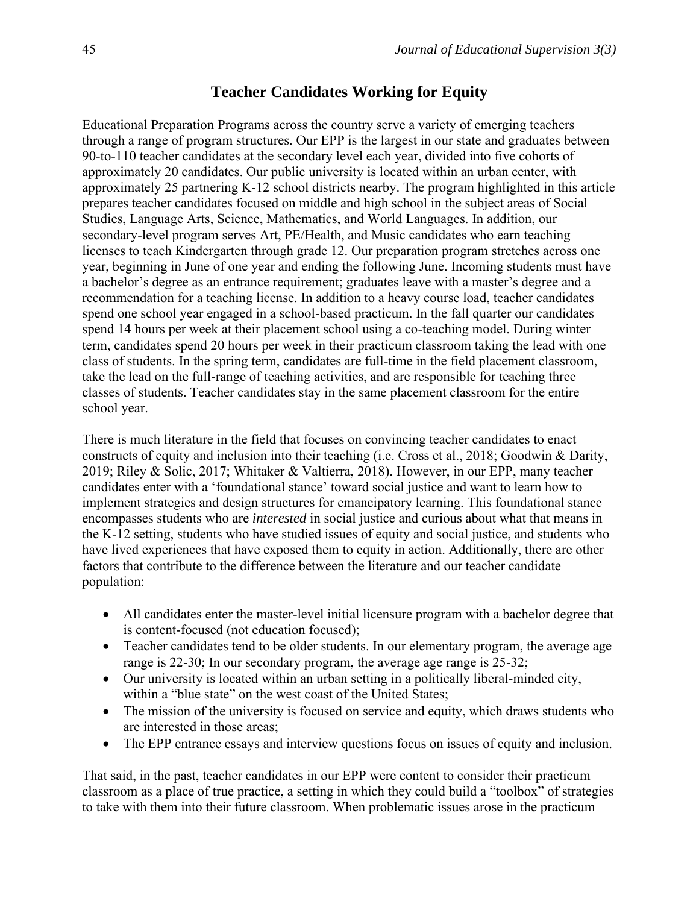## Teacher Candidates Working for Equity

Educational Preparation Programs across the country serve a variety of emerging teachers through a range of program structures. Our EPP is the largest in our state and graduates between 90-to-110 teacher candidates at the secondary level each year, divided into five cohorts of approximately 20 candidates. Our public university is located within an urban center, with approximately 25 partnering K-12 school districts nearby. The program highlighted in this article prepares teacher candidates focused on middle and high school in the subject areas of Social Studies, Language Arts, Science, Mathematics, and World Languages. In addition, our secondary-level program serves Art, PE/Health, and Music candidates who earn teaching licenses to teach Kindergarten through grade 12. Our preparation program stretches across one year, beginning in June of one year and ending the following June. Incoming students must have a bachelor's degree as an entrance requirement; graduates leave with a master's degree and a recommendation for a teaching license. In addition to a heavy course load, teacher candidates spend one school year engaged in a school-based practicum. In the fall quarter our candidates spend 14 hours per week at their placement school using a co-teaching model. During winter term, candidates spend 20 hours per week in their practicum classroom taking the lead with one class of students. In the spring term, candidates are full-time in the field placement classroom, take the lead on the full-range of teaching activities, and are responsible for teaching three classes of students. Teacher candidates stay in the same placement classroom for the entire school year.

There is much literature in the field that focuses on convincing teacher candidates to enact constructs of equity and inclusion into their teaching (i.e. Cross et al., 2018; Goodwin & Darity, 2019; Riley & Solic, 2017; Whitaker & Valtierra, 2018). However, in our EPP, many teacher candidates enter with a 'foundational stance' toward social justice and want to learn how to implement strategies and design structures for emancipatory learning. This foundational stance encompasses students who are *interested* in social justice and curious about what that means in the K-12 setting, students who have studied issues of equity and social justice, and students who have lived experiences that have exposed them to equity in action. Additionally, there are other factors that contribute to the difference between the literature and our teacher candidate population:

- All candidates enter the master-level initial licensure program with a bachelor degree that is content-focused (not education focused);
- Teacher candidates tend to be older students. In our elementary program, the average age range is 22-30; In our secondary program, the average age range is 25-32;
- Our university is located within an urban setting in a politically liberal-minded city, within a "blue state" on the west coast of the United States;
- The mission of the university is focused on service and equity, which draws students who are interested in those areas;
- The EPP entrance essays and interview questions focus on issues of equity and inclusion.

That said, in the past, teacher candidates in our EPP were content to consider their practicum classroom as a place of true practice, a setting in which they could build a "toolbox" of strategies to take with them into their future classroom. When problematic issues arose in the practicum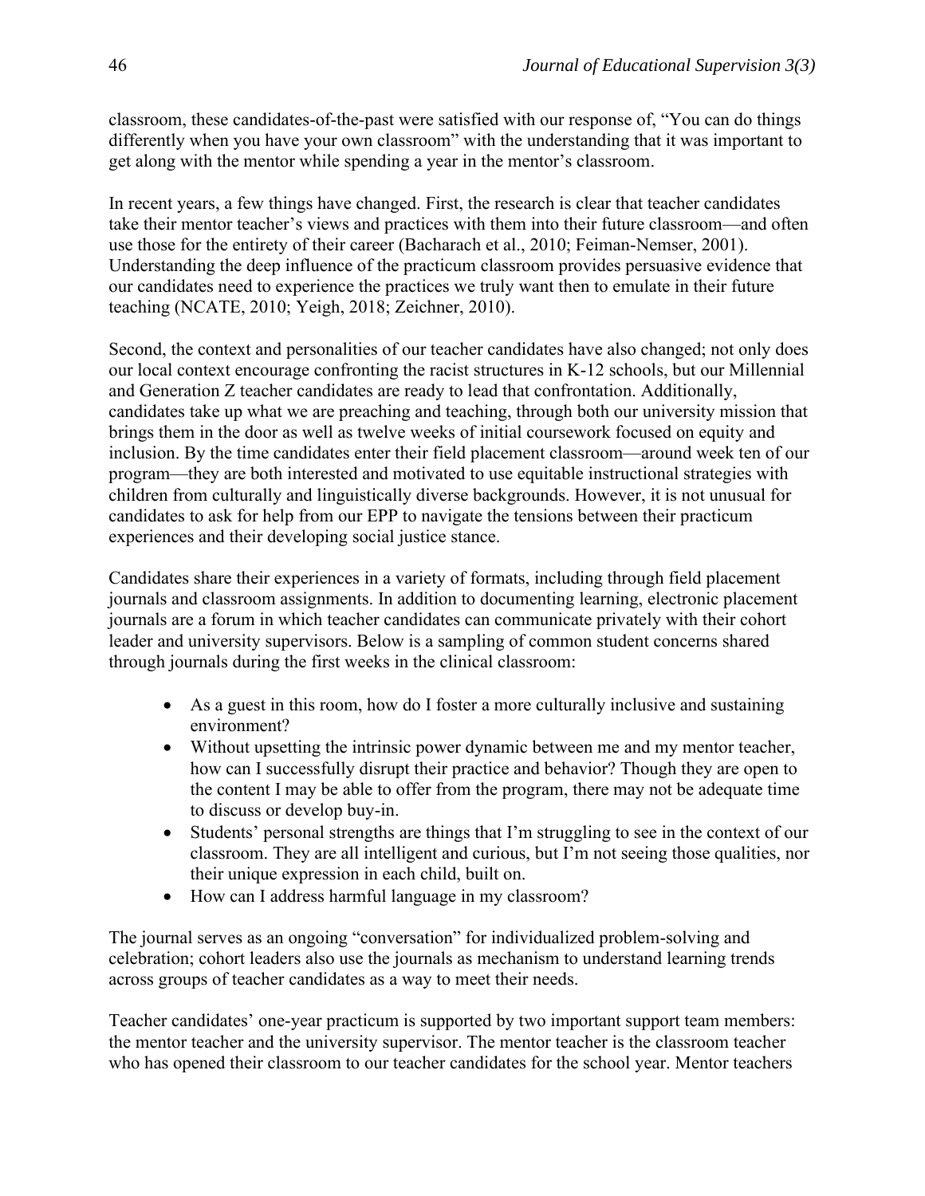classroom, these candidates-of-the-past were satisfied with our response of, "You can do things differently when you have your own classroom" with the understanding that it was important to get along with the mentor while spending a year in the mentor's classroom.

In recent years, a few things have changed. First, the research is clear that teacher candidates take their mentor teacher's views and practices with them into their future classroom—and often use those for the entirety of their career (Bacharach et al., 2010; Feiman-Nemser, 2001). Understanding the deep influence of the practicum classroom provides persuasive evidence that our candidates need to experience the practices we truly want then to emulate in their future teaching (NCATE, 2010; Yeigh, 2018; Zeichner, 2010).

Second, the context and personalities of our teacher candidates have also changed; not only does our local context encourage confronting the racist structures in K-12 schools, but our Millennial and Generation Z teacher candidates are ready to lead that confrontation. Additionally, candidates take up what we are preaching and teaching, through both our university mission that brings them in the door as well as twelve weeks of initial coursework focused on equity and inclusion. By the time candidates enter their field placement classroom—around week ten of our program—they are both interested and motivated to use equitable instructional strategies with children from culturally and linguistically diverse backgrounds. However, it is not unusual for candidates to ask for help from our EPP to navigate the tensions between their practicum experiences and their developing social justice stance.

Candidates share their experiences in a variety of formats, including through field placement journals and classroom assignments. In addition to documenting learning, electronic placement journals are a forum in which teacher candidates can communicate privately with their cohort leader and university supervisors. Below is a sampling of common student concerns shared through journals during the first weeks in the clinical classroom:

- As a guest in this room, how do I foster a more culturally inclusive and sustaining environment?
- Without upsetting the intrinsic power dynamic between me and my mentor teacher, how can I successfully disrupt their practice and behavior? Though they are open to the content I may be able to offer from the program, there may not be adequate time to discuss or develop buy-in.
- Students' personal strengths are things that I'm struggling to see in the context of our classroom. They are all intelligent and curious, but I'm not seeing those qualities, nor their unique expression in each child, built on.
- How can I address harmful language in my classroom?

The journal serves as an ongoing "conversation" for individualized problem-solving and celebration; cohort leaders also use the journals as mechanism to understand learning trends across groups of teacher candidates as a way to meet their needs.

Teacher candidates' one-year practicum is supported by two important support team members: the mentor teacher and the university supervisor. The mentor teacher is the classroom teacher who has opened their classroom to our teacher candidates for the school year. Mentor teachers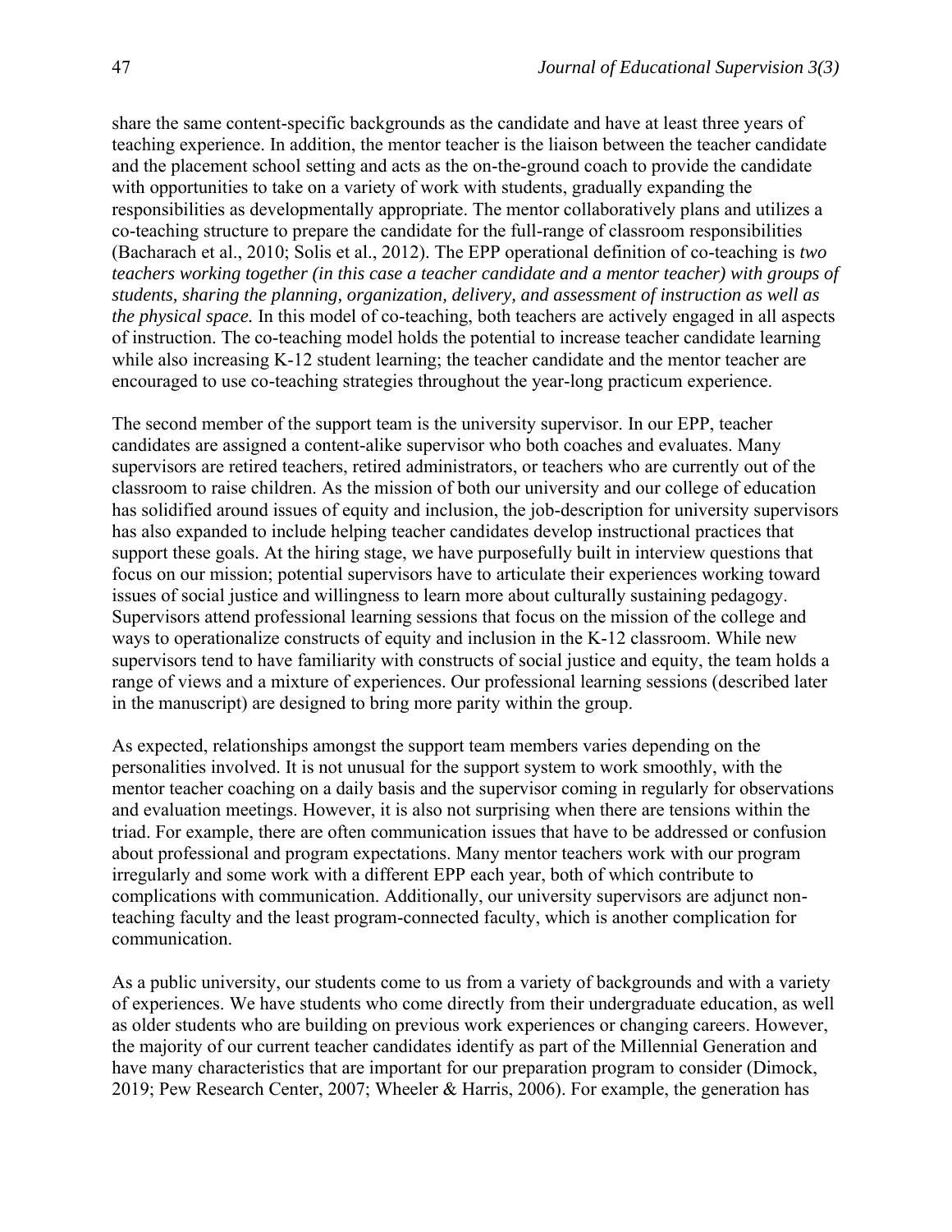share the same content-specific backgrounds as the candidate and have at least three years of teaching experience. In addition, the mentor teacher is the liaison between the teacher candidate and the placement school setting and acts as the on-the-ground coach to provide the candidate with opportunities to take on a variety of work with students, gradually expanding the responsibilities as developmentally appropriate. The mentor collaboratively plans and utilizes a co-teaching structure to prepare the candidate for the full-range of classroom responsibilities (Bacharach et al., 2010; Solis et al., 2012). The EPP operational definition of co-teaching is *two teachers working together (in this case a teacher candidate and a mentor teacher) with groups of students, sharing the planning, organization, delivery, and assessment of instruction as well as the physical space.* In this model of co-teaching, both teachers are actively engaged in all aspects of instruction. The co-teaching model holds the potential to increase teacher candidate learning while also increasing K-12 student learning; the teacher candidate and the mentor teacher are encouraged to use co-teaching strategies throughout the year-long practicum experience.

The second member of the support team is the university supervisor. In our EPP, teacher candidates are assigned a content-alike supervisor who both coaches and evaluates. Many supervisors are retired teachers, retired administrators, or teachers who are currently out of the classroom to raise children. As the mission of both our university and our college of education has solidified around issues of equity and inclusion, the job-description for university supervisors has also expanded to include helping teacher candidates develop instructional practices that support these goals. At the hiring stage, we have purposefully built in interview questions that focus on our mission; potential supervisors have to articulate their experiences working toward issues of social justice and willingness to learn more about culturally sustaining pedagogy. Supervisors attend professional learning sessions that focus on the mission of the college and ways to operationalize constructs of equity and inclusion in the K-12 classroom. While new supervisors tend to have familiarity with constructs of social justice and equity, the team holds a range of views and a mixture of experiences. Our professional learning sessions (described later in the manuscript) are designed to bring more parity within the group.

As expected, relationships amongst the support team members varies depending on the personalities involved. It is not unusual for the support system to work smoothly, with the mentor teacher coaching on a daily basis and the supervisor coming in regularly for observations and evaluation meetings. However, it is also not surprising when there are tensions within the triad. For example, there are often communication issues that have to be addressed or confusion about professional and program expectations. Many mentor teachers work with our program irregularly and some work with a different EPP each year, both of which contribute to complications with communication. Additionally, our university supervisors are adjunct non-teaching faculty and the least program-connected faculty, which is another complication for communication.

As a public university, our students come to us from a variety of backgrounds and with a variety of experiences. We have students who come directly from their undergraduate education, as well as older students who are building on previous work experiences or changing careers. However, the majority of our current teacher candidates identify as part of the Millennial Generation and have many characteristics that are important for our preparation program to consider (Dimock, 2019; Pew Research Center, 2007; Wheeler & Harris, 2006). For example, the generation has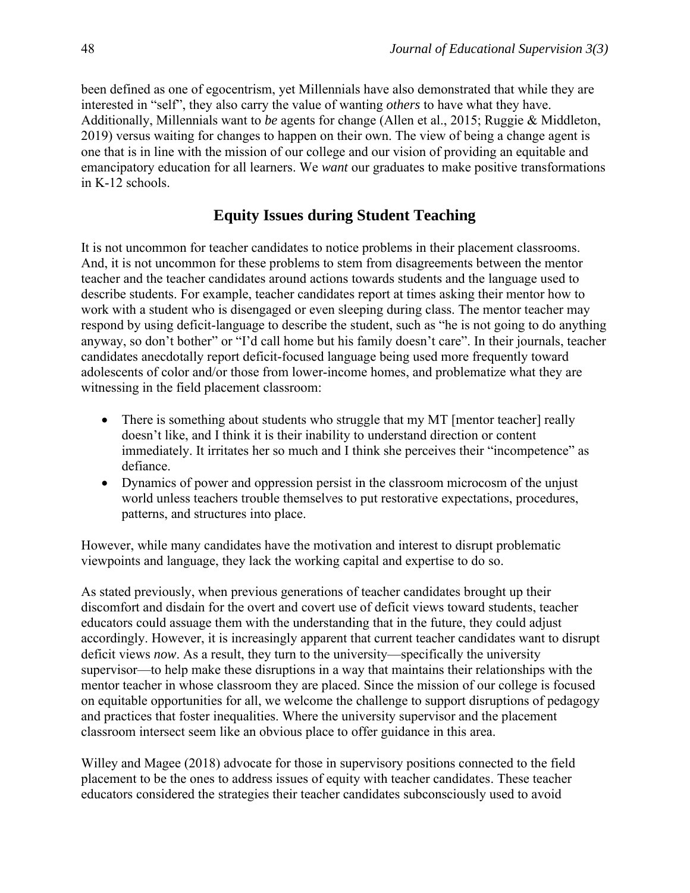been defined as one of egocentrism, yet Millennials have also demonstrated that while they are interested in "self", they also carry the value of wanting *others* to have what they have. Additionally, Millennials want to *be* agents for change (Allen et al., 2015; Ruggie & Middleton, 2019) versus waiting for changes to happen on their own. The view of being a change agent is one that is in line with the mission of our college and our vision of providing an equitable and emancipatory education for all learners. We *want* our graduates to make positive transformations in K-12 schools.

## Equity Issues during Student Teaching

It is not uncommon for teacher candidates to notice problems in their placement classrooms. And, it is not uncommon for these problems to stem from disagreements between the mentor teacher and the teacher candidates around actions towards students and the language used to describe students. For example, teacher candidates report at times asking their mentor how to work with a student who is disengaged or even sleeping during class. The mentor teacher may respond by using deficit-language to describe the student, such as "he is not going to do anything anyway, so don't bother" or "I'd call home but his family doesn't care". In their journals, teacher candidates anecdotally report deficit-focused language being used more frequently toward adolescents of color and/or those from lower-income homes, and problematize what they are witnessing in the field placement classroom:

- There is something about students who struggle that my MT [mentor teacher] really doesn't like, and I think it is their inability to understand direction or content immediately. It irritates her so much and I think she perceives their "incompetence" as defiance.
- Dynamics of power and oppression persist in the classroom microcosm of the unjust world unless teachers trouble themselves to put restorative expectations, procedures, patterns, and structures into place.

However, while many candidates have the motivation and interest to disrupt problematic viewpoints and language, they lack the working capital and expertise to do so.

As stated previously, when previous generations of teacher candidates brought up their discomfort and disdain for the overt and covert use of deficit views toward students, teacher educators could assuage them with the understanding that in the future, they could adjust accordingly. However, it is increasingly apparent that current teacher candidates want to disrupt deficit views *now*. As a result, they turn to the university—specifically the university supervisor—to help make these disruptions in a way that maintains their relationships with the mentor teacher in whose classroom they are placed. Since the mission of our college is focused on equitable opportunities for all, we welcome the challenge to support disruptions of pedagogy and practices that foster inequalities. Where the university supervisor and the placement classroom intersect seem like an obvious place to offer guidance in this area.

Willey and Magee (2018) advocate for those in supervisory positions connected to the field placement to be the ones to address issues of equity with teacher candidates. These teacher educators considered the strategies their teacher candidates subconsciously used to avoid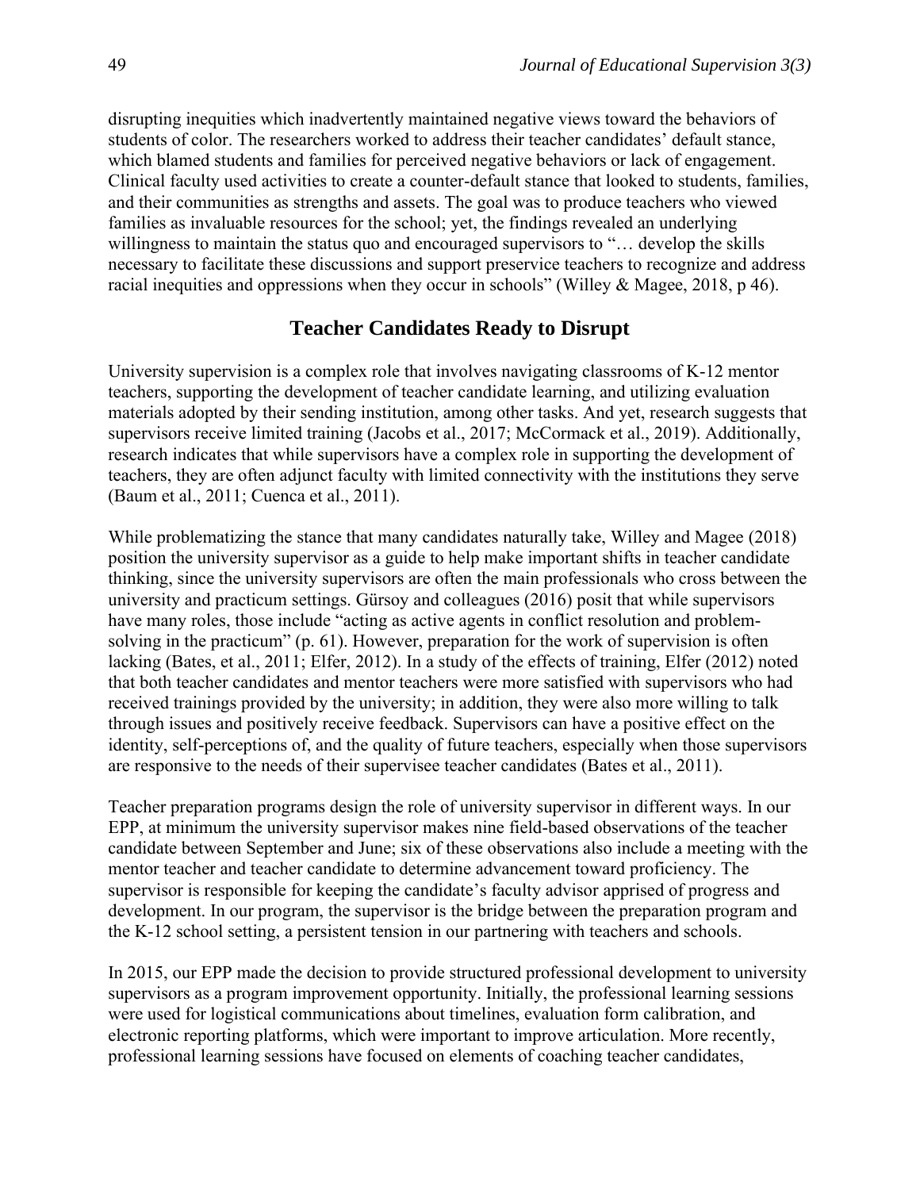disrupting inequities which inadvertently maintained negative views toward the behaviors of students of color. The researchers worked to address their teacher candidates' default stance, which blamed students and families for perceived negative behaviors or lack of engagement. Clinical faculty used activities to create a counter-default stance that looked to students, families, and their communities as strengths and assets. The goal was to produce teachers who viewed families as invaluable resources for the school; yet, the findings revealed an underlying willingness to maintain the status quo and encouraged supervisors to "… develop the skills necessary to facilitate these discussions and support preservice teachers to recognize and address racial inequities and oppressions when they occur in schools" (Willey & Magee, 2018, p 46).

## Teacher Candidates Ready to Disrupt

University supervision is a complex role that involves navigating classrooms of K-12 mentor teachers, supporting the development of teacher candidate learning, and utilizing evaluation materials adopted by their sending institution, among other tasks. And yet, research suggests that supervisors receive limited training (Jacobs et al., 2017; McCormack et al., 2019). Additionally, research indicates that while supervisors have a complex role in supporting the development of teachers, they are often adjunct faculty with limited connectivity with the institutions they serve (Baum et al., 2011; Cuenca et al., 2011).

While problematizing the stance that many candidates naturally take, Willey and Magee (2018) position the university supervisor as a guide to help make important shifts in teacher candidate thinking, since the university supervisors are often the main professionals who cross between the university and practicum settings. Gürsoy and colleagues (2016) posit that while supervisors have many roles, those include "acting as active agents in conflict resolution and problem-solving in the practicum" (p. 61). However, preparation for the work of supervision is often lacking (Bates, et al., 2011; Elfer, 2012). In a study of the effects of training, Elfer (2012) noted that both teacher candidates and mentor teachers were more satisfied with supervisors who had received trainings provided by the university; in addition, they were also more willing to talk through issues and positively receive feedback. Supervisors can have a positive effect on the identity, self-perceptions of, and the quality of future teachers, especially when those supervisors are responsive to the needs of their supervisee teacher candidates (Bates et al., 2011).

Teacher preparation programs design the role of university supervisor in different ways. In our EPP, at minimum the university supervisor makes nine field-based observations of the teacher candidate between September and June; six of these observations also include a meeting with the mentor teacher and teacher candidate to determine advancement toward proficiency. The supervisor is responsible for keeping the candidate's faculty advisor apprised of progress and development. In our program, the supervisor is the bridge between the preparation program and the K-12 school setting, a persistent tension in our partnering with teachers and schools.

In 2015, our EPP made the decision to provide structured professional development to university supervisors as a program improvement opportunity. Initially, the professional learning sessions were used for logistical communications about timelines, evaluation form calibration, and electronic reporting platforms, which were important to improve articulation. More recently, professional learning sessions have focused on elements of coaching teacher candidates,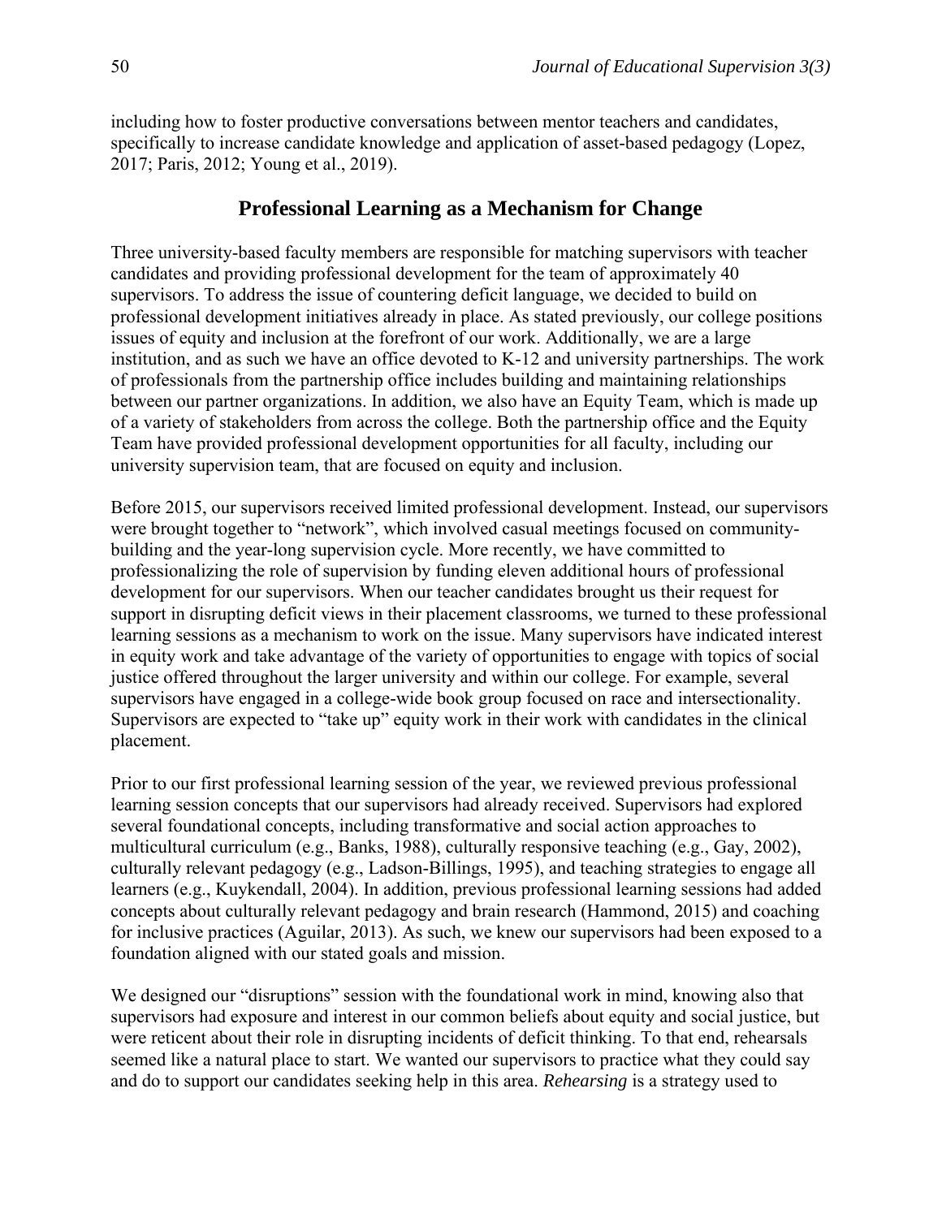including how to foster productive conversations between mentor teachers and candidates, specifically to increase candidate knowledge and application of asset-based pedagogy (Lopez, 2017; Paris, 2012; Young et al., 2019).

## Professional Learning as a Mechanism for Change

Three university-based faculty members are responsible for matching supervisors with teacher candidates and providing professional development for the team of approximately 40 supervisors. To address the issue of countering deficit language, we decided to build on professional development initiatives already in place. As stated previously, our college positions issues of equity and inclusion at the forefront of our work. Additionally, we are a large institution, and as such we have an office devoted to K-12 and university partnerships. The work of professionals from the partnership office includes building and maintaining relationships between our partner organizations. In addition, we also have an Equity Team, which is made up of a variety of stakeholders from across the college. Both the partnership office and the Equity Team have provided professional development opportunities for all faculty, including our university supervision team, that are focused on equity and inclusion.

Before 2015, our supervisors received limited professional development. Instead, our supervisors were brought together to "network", which involved casual meetings focused on community-building and the year-long supervision cycle. More recently, we have committed to professionalizing the role of supervision by funding eleven additional hours of professional development for our supervisors. When our teacher candidates brought us their request for support in disrupting deficit views in their placement classrooms, we turned to these professional learning sessions as a mechanism to work on the issue. Many supervisors have indicated interest in equity work and take advantage of the variety of opportunities to engage with topics of social justice offered throughout the larger university and within our college. For example, several supervisors have engaged in a college-wide book group focused on race and intersectionality. Supervisors are expected to "take up" equity work in their work with candidates in the clinical placement.

Prior to our first professional learning session of the year, we reviewed previous professional learning session concepts that our supervisors had already received. Supervisors had explored several foundational concepts, including transformative and social action approaches to multicultural curriculum (e.g., Banks, 1988), culturally responsive teaching (e.g., Gay, 2002), culturally relevant pedagogy (e.g., Ladson-Billings, 1995), and teaching strategies to engage all learners (e.g., Kuykendall, 2004). In addition, previous professional learning sessions had added concepts about culturally relevant pedagogy and brain research (Hammond, 2015) and coaching for inclusive practices (Aguilar, 2013). As such, we knew our supervisors had been exposed to a foundation aligned with our stated goals and mission.

We designed our "disruptions" session with the foundational work in mind, knowing also that supervisors had exposure and interest in our common beliefs about equity and social justice, but were reticent about their role in disrupting incidents of deficit thinking. To that end, rehearsals seemed like a natural place to start. We wanted our supervisors to practice what they could say and do to support our candidates seeking help in this area. *Rehearsing* is a strategy used to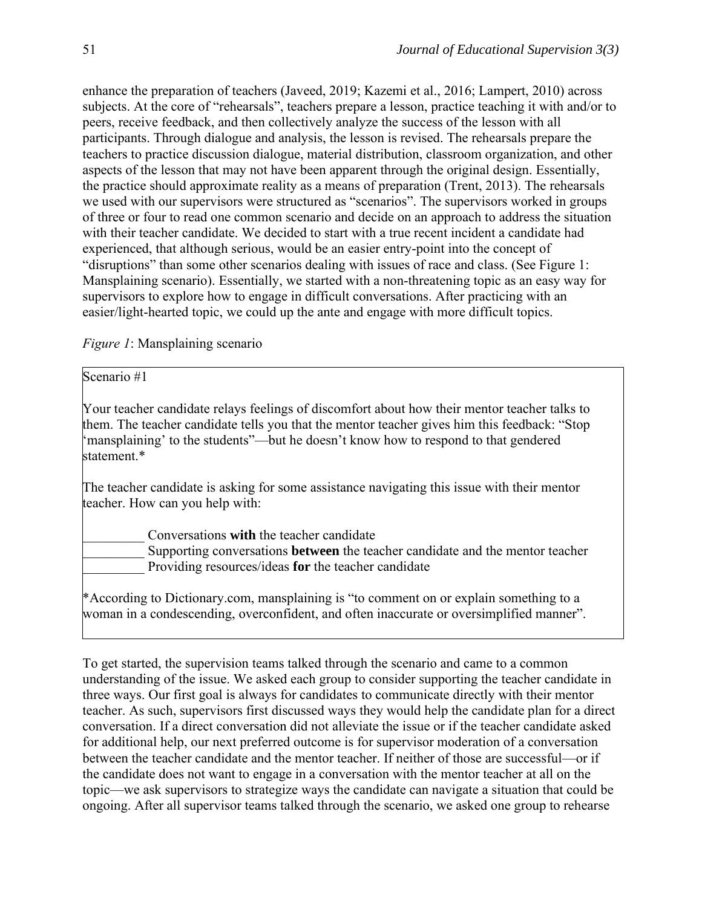enhance the preparation of teachers (Javeed, 2019; Kazemi et al., 2016; Lampert, 2010) across subjects. At the core of "rehearsals", teachers prepare a lesson, practice teaching it with and/or to peers, receive feedback, and then collectively analyze the success of the lesson with all participants. Through dialogue and analysis, the lesson is revised. The rehearsals prepare the teachers to practice discussion dialogue, material distribution, classroom organization, and other aspects of the lesson that may not have been apparent through the original design. Essentially, the practice should approximate reality as a means of preparation (Trent, 2013). The rehearsals we used with our supervisors were structured as "scenarios". The supervisors worked in groups of three or four to read one common scenario and decide on an approach to address the situation with their teacher candidate. We decided to start with a true recent incident a candidate had experienced, that although serious, would be an easier entry-point into the concept of "disruptions" than some other scenarios dealing with issues of race and class. (See Figure 1: Mansplaining scenario). Essentially, we started with a non-threatening topic as an easy way for supervisors to explore how to engage in difficult conversations. After practicing with an easier/light-hearted topic, we could up the ante and engage with more difficult topics.

*Figure 1*: Mansplaining scenario

> Scenario #1
>
> Your teacher candidate relays feelings of discomfort about how their mentor teacher talks to them. The teacher candidate tells you that the mentor teacher gives him this feedback: "Stop 'mansplaining' to the students"—but he doesn't know how to respond to that gendered statement.*
>
> The teacher candidate is asking for some assistance navigating this issue with their mentor teacher. How can you help with:
>
> _________ Conversations **with** the teacher candidate
> _________ Supporting conversations **between** the teacher candidate and the mentor teacher
> _________ Providing resources/ideas **for** the teacher candidate
>
> *According to Dictionary.com, mansplaining is "to comment on or explain something to a woman in a condescending, overconfident, and often inaccurate or oversimplified manner".

To get started, the supervision teams talked through the scenario and came to a common understanding of the issue. We asked each group to consider supporting the teacher candidate in three ways. Our first goal is always for candidates to communicate directly with their mentor teacher. As such, supervisors first discussed ways they would help the candidate plan for a direct conversation. If a direct conversation did not alleviate the issue or if the teacher candidate asked for additional help, our next preferred outcome is for supervisor moderation of a conversation between the teacher candidate and the mentor teacher. If neither of those are successful—or if the candidate does not want to engage in a conversation with the mentor teacher at all on the topic—we ask supervisors to strategize ways the candidate can navigate a situation that could be ongoing. After all supervisor teams talked through the scenario, we asked one group to rehearse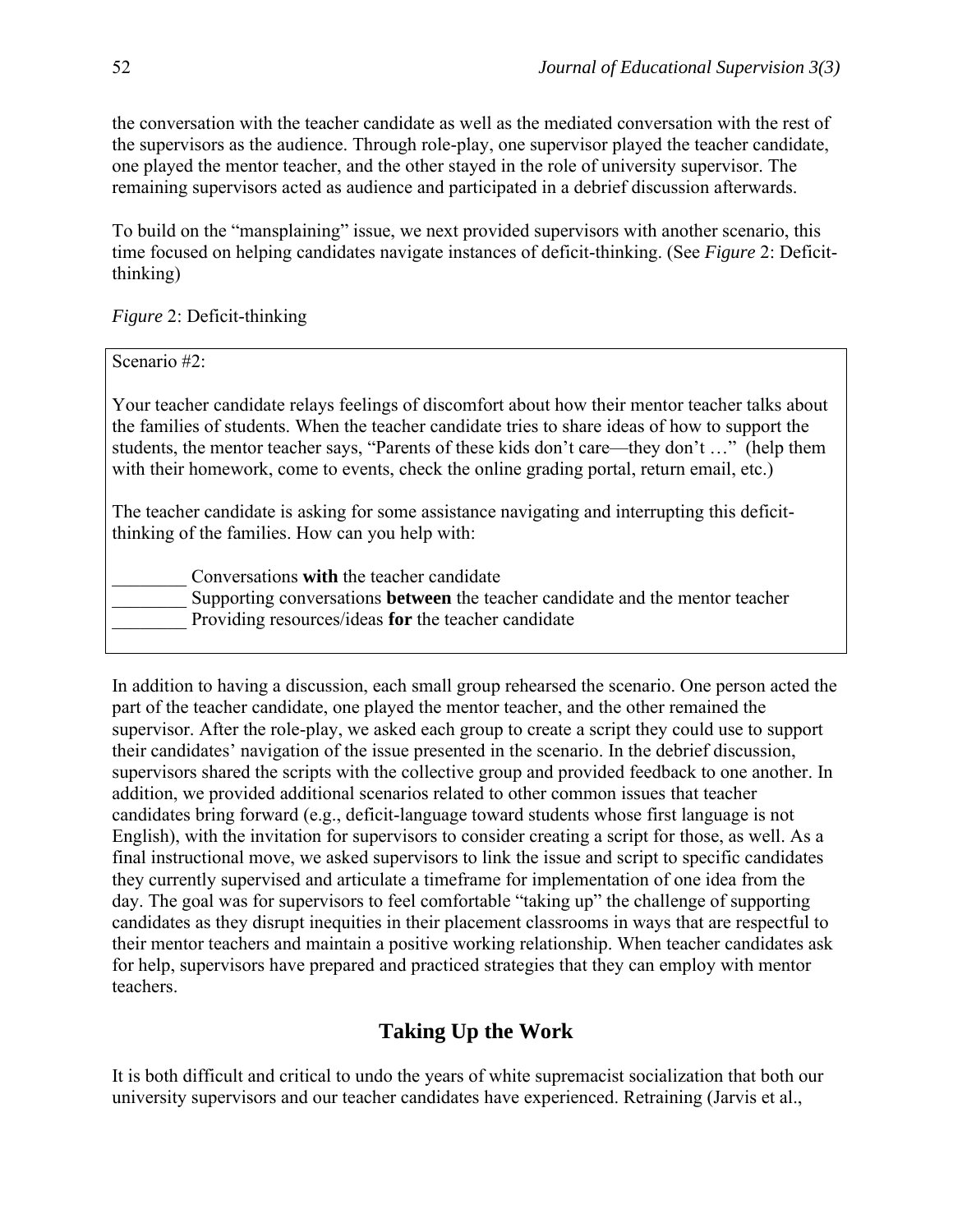the conversation with the teacher candidate as well as the mediated conversation with the rest of the supervisors as the audience. Through role-play, one supervisor played the teacher candidate, one played the mentor teacher, and the other stayed in the role of university supervisor. The remaining supervisors acted as audience and participated in a debrief discussion afterwards.

To build on the "mansplaining" issue, we next provided supervisors with another scenario, this time focused on helping candidates navigate instances of deficit-thinking. (See *Figure* 2: Deficit-thinking)

*Figure* 2: Deficit-thinking

> Scenario #2:
>
> Your teacher candidate relays feelings of discomfort about how their mentor teacher talks about the families of students. When the teacher candidate tries to share ideas of how to support the students, the mentor teacher says, "Parents of these kids don't care—they don't …" (help them with their homework, come to events, check the online grading portal, return email, etc.)
>
> The teacher candidate is asking for some assistance navigating and interrupting this deficit-thinking of the families. How can you help with:
>
> ________ Conversations **with** the teacher candidate
> ________ Supporting conversations **between** the teacher candidate and the mentor teacher
> ________ Providing resources/ideas **for** the teacher candidate

In addition to having a discussion, each small group rehearsed the scenario. One person acted the part of the teacher candidate, one played the mentor teacher, and the other remained the supervisor. After the role-play, we asked each group to create a script they could use to support their candidates' navigation of the issue presented in the scenario. In the debrief discussion, supervisors shared the scripts with the collective group and provided feedback to one another. In addition, we provided additional scenarios related to other common issues that teacher candidates bring forward (e.g., deficit-language toward students whose first language is not English), with the invitation for supervisors to consider creating a script for those, as well. As a final instructional move, we asked supervisors to link the issue and script to specific candidates they currently supervised and articulate a timeframe for implementation of one idea from the day. The goal was for supervisors to feel comfortable "taking up" the challenge of supporting candidates as they disrupt inequities in their placement classrooms in ways that are respectful to their mentor teachers and maintain a positive working relationship. When teacher candidates ask for help, supervisors have prepared and practiced strategies that they can employ with mentor teachers.

## Taking Up the Work

It is both difficult and critical to undo the years of white supremacist socialization that both our university supervisors and our teacher candidates have experienced. Retraining (Jarvis et al.,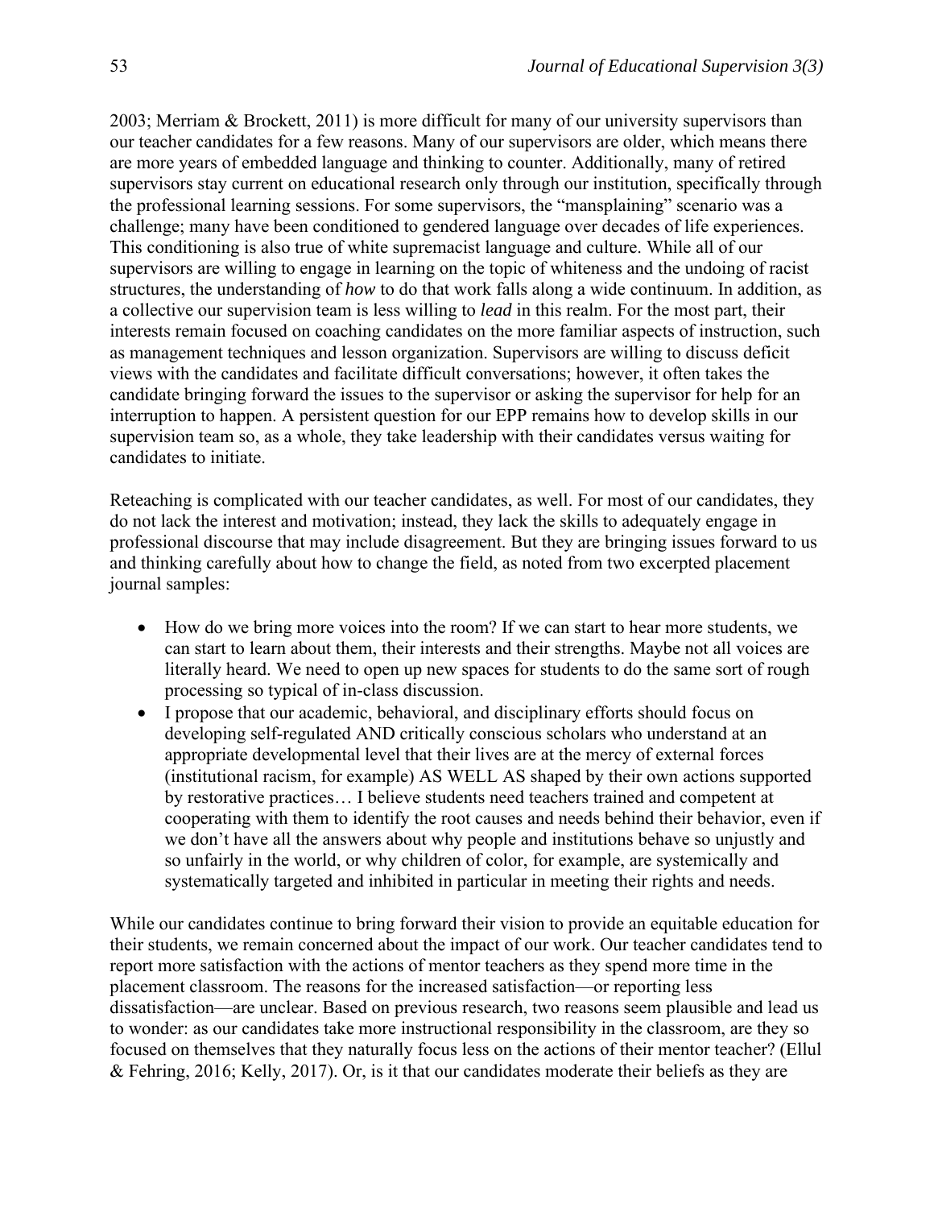2003; Merriam & Brockett, 2011) is more difficult for many of our university supervisors than our teacher candidates for a few reasons. Many of our supervisors are older, which means there are more years of embedded language and thinking to counter. Additionally, many of retired supervisors stay current on educational research only through our institution, specifically through the professional learning sessions. For some supervisors, the "mansplaining" scenario was a challenge; many have been conditioned to gendered language over decades of life experiences. This conditioning is also true of white supremacist language and culture. While all of our supervisors are willing to engage in learning on the topic of whiteness and the undoing of racist structures, the understanding of *how* to do that work falls along a wide continuum. In addition, as a collective our supervision team is less willing to *lead* in this realm. For the most part, their interests remain focused on coaching candidates on the more familiar aspects of instruction, such as management techniques and lesson organization. Supervisors are willing to discuss deficit views with the candidates and facilitate difficult conversations; however, it often takes the candidate bringing forward the issues to the supervisor or asking the supervisor for help for an interruption to happen. A persistent question for our EPP remains how to develop skills in our supervision team so, as a whole, they take leadership with their candidates versus waiting for candidates to initiate.

Reteaching is complicated with our teacher candidates, as well. For most of our candidates, they do not lack the interest and motivation; instead, they lack the skills to adequately engage in professional discourse that may include disagreement. But they are bringing issues forward to us and thinking carefully about how to change the field, as noted from two excerpted placement journal samples:

- How do we bring more voices into the room? If we can start to hear more students, we can start to learn about them, their interests and their strengths. Maybe not all voices are literally heard. We need to open up new spaces for students to do the same sort of rough processing so typical of in-class discussion.
- I propose that our academic, behavioral, and disciplinary efforts should focus on developing self-regulated AND critically conscious scholars who understand at an appropriate developmental level that their lives are at the mercy of external forces (institutional racism, for example) AS WELL AS shaped by their own actions supported by restorative practices… I believe students need teachers trained and competent at cooperating with them to identify the root causes and needs behind their behavior, even if we don't have all the answers about why people and institutions behave so unjustly and so unfairly in the world, or why children of color, for example, are systemically and systematically targeted and inhibited in particular in meeting their rights and needs.

While our candidates continue to bring forward their vision to provide an equitable education for their students, we remain concerned about the impact of our work. Our teacher candidates tend to report more satisfaction with the actions of mentor teachers as they spend more time in the placement classroom. The reasons for the increased satisfaction—or reporting less dissatisfaction—are unclear. Based on previous research, two reasons seem plausible and lead us to wonder: as our candidates take more instructional responsibility in the classroom, are they so focused on themselves that they naturally focus less on the actions of their mentor teacher? (Ellul & Fehring, 2016; Kelly, 2017). Or, is it that our candidates moderate their beliefs as they are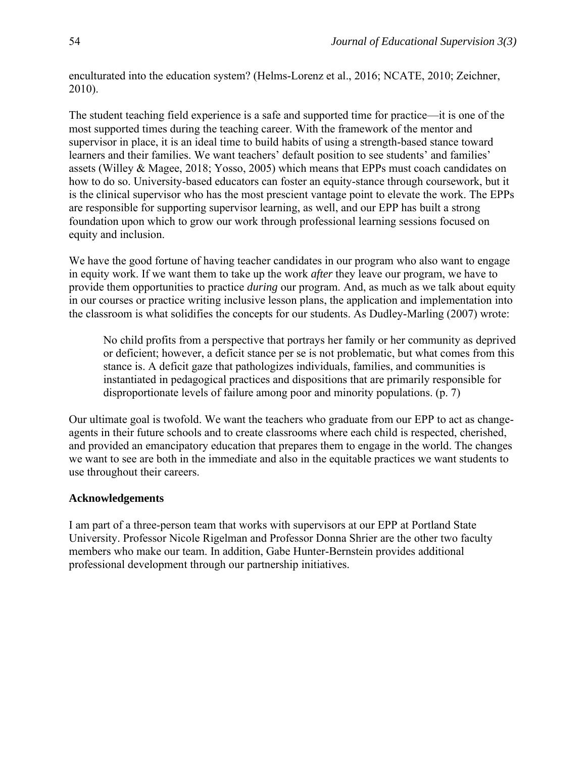enculturated into the education system? (Helms-Lorenz et al., 2016; NCATE, 2010; Zeichner, 2010).

The student teaching field experience is a safe and supported time for practice—it is one of the most supported times during the teaching career. With the framework of the mentor and supervisor in place, it is an ideal time to build habits of using a strength-based stance toward learners and their families. We want teachers' default position to see students' and families' assets (Willey & Magee, 2018; Yosso, 2005) which means that EPPs must coach candidates on how to do so. University-based educators can foster an equity-stance through coursework, but it is the clinical supervisor who has the most prescient vantage point to elevate the work. The EPPs are responsible for supporting supervisor learning, as well, and our EPP has built a strong foundation upon which to grow our work through professional learning sessions focused on equity and inclusion.

We have the good fortune of having teacher candidates in our program who also want to engage in equity work. If we want them to take up the work *after* they leave our program, we have to provide them opportunities to practice *during* our program. And, as much as we talk about equity in our courses or practice writing inclusive lesson plans, the application and implementation into the classroom is what solidifies the concepts for our students. As Dudley-Marling (2007) wrote:

> No child profits from a perspective that portrays her family or her community as deprived or deficient; however, a deficit stance per se is not problematic, but what comes from this stance is. A deficit gaze that pathologizes individuals, families, and communities is instantiated in pedagogical practices and dispositions that are primarily responsible for disproportionate levels of failure among poor and minority populations. (p. 7)

Our ultimate goal is twofold. We want the teachers who graduate from our EPP to act as change-agents in their future schools and to create classrooms where each child is respected, cherished, and provided an emancipatory education that prepares them to engage in the world. The changes we want to see are both in the immediate and also in the equitable practices we want students to use throughout their careers.

**Acknowledgements**

I am part of a three-person team that works with supervisors at our EPP at Portland State University. Professor Nicole Rigelman and Professor Donna Shrier are the other two faculty members who make our team. In addition, Gabe Hunter-Bernstein provides additional professional development through our partnership initiatives.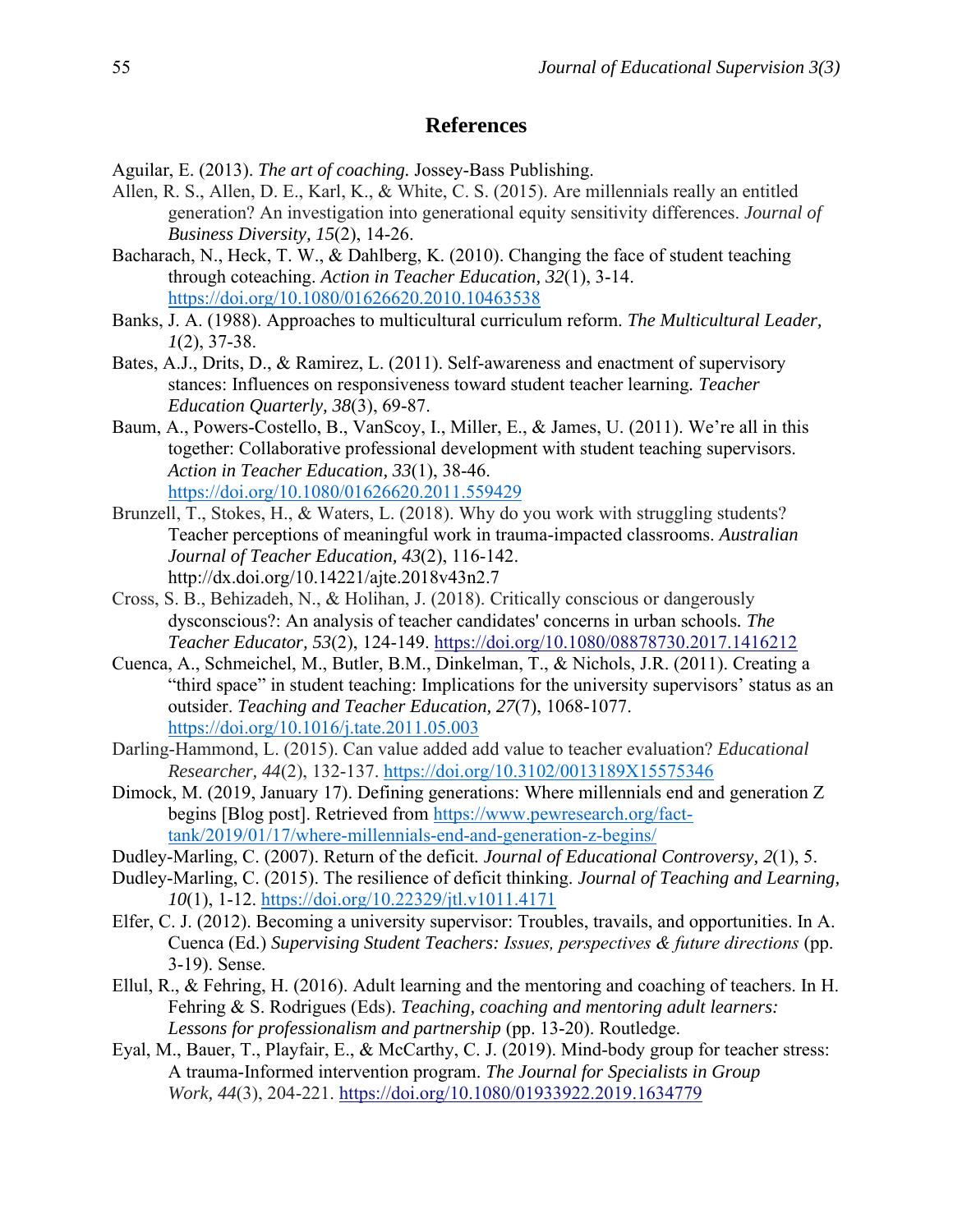## References

Aguilar, E. (2013). *The art of coaching.* Jossey-Bass Publishing.

Allen, R. S., Allen, D. E., Karl, K., & White, C. S. (2015). Are millennials really an entitled generation? An investigation into generational equity sensitivity differences. *Journal of Business Diversity, 15*(2), 14-26.

Bacharach, N., Heck, T. W., & Dahlberg, K. (2010). Changing the face of student teaching through coteaching. *Action in Teacher Education, 32*(1), 3-14. https://doi.org/10.1080/01626620.2010.10463538

Banks, J. A. (1988). Approaches to multicultural curriculum reform. *The Multicultural Leader, 1*(2), 37-38.

Bates, A.J., Drits, D., & Ramirez, L. (2011). Self-awareness and enactment of supervisory stances: Influences on responsiveness toward student teacher learning. *Teacher Education Quarterly, 38*(3), 69-87.

Baum, A., Powers-Costello, B., VanScoy, I., Miller, E., & James, U. (2011). We're all in this together: Collaborative professional development with student teaching supervisors. *Action in Teacher Education, 33*(1), 38-46. https://doi.org/10.1080/01626620.2011.559429

Brunzell, T., Stokes, H., & Waters, L. (2018). Why do you work with struggling students? Teacher perceptions of meaningful work in trauma-impacted classrooms. *Australian Journal of Teacher Education, 43*(2), 116-142. http://dx.doi.org/10.14221/ajte.2018v43n2.7

Cross, S. B., Behizadeh, N., & Holihan, J. (2018). Critically conscious or dangerously dysconscious?: An analysis of teacher candidates' concerns in urban schools. *The Teacher Educator, 53*(2), 124-149. https://doi.org/10.1080/08878730.2017.1416212

Cuenca, A., Schmeichel, M., Butler, B.M., Dinkelman, T., & Nichols, J.R. (2011). Creating a "third space" in student teaching: Implications for the university supervisors' status as an outsider. *Teaching and Teacher Education, 27*(7), 1068-1077. https://doi.org/10.1016/j.tate.2011.05.003

Darling-Hammond, L. (2015). Can value added add value to teacher evaluation? *Educational Researcher, 44*(2), 132-137. https://doi.org/10.3102/0013189X15575346

Dimock, M. (2019, January 17). Defining generations: Where millennials end and generation Z begins [Blog post]. Retrieved from https://www.pewresearch.org/fact-tank/2019/01/17/where-millennials-end-and-generation-z-begins/

Dudley-Marling, C. (2007). Return of the deficit. *Journal of Educational Controversy, 2*(1), 5.

Dudley-Marling, C. (2015). The resilience of deficit thinking. *Journal of Teaching and Learning, 10*(1), 1-12. https://doi.org/10.22329/jtl.v1011.4171

Elfer, C. J. (2012). Becoming a university supervisor: Troubles, travails, and opportunities. In A. Cuenca (Ed.) *Supervising Student Teachers: Issues, perspectives & future directions* (pp. 3-19). Sense.

Ellul, R., & Fehring, H. (2016). Adult learning and the mentoring and coaching of teachers. In H. Fehring & S. Rodrigues (Eds). *Teaching, coaching and mentoring adult learners: Lessons for professionalism and partnership* (pp. 13-20). Routledge.

Eyal, M., Bauer, T., Playfair, E., & McCarthy, C. J. (2019). Mind-body group for teacher stress: A trauma-Informed intervention program. *The Journal for Specialists in Group Work, 44*(3), 204-221. https://doi.org/10.1080/01933922.2019.1634779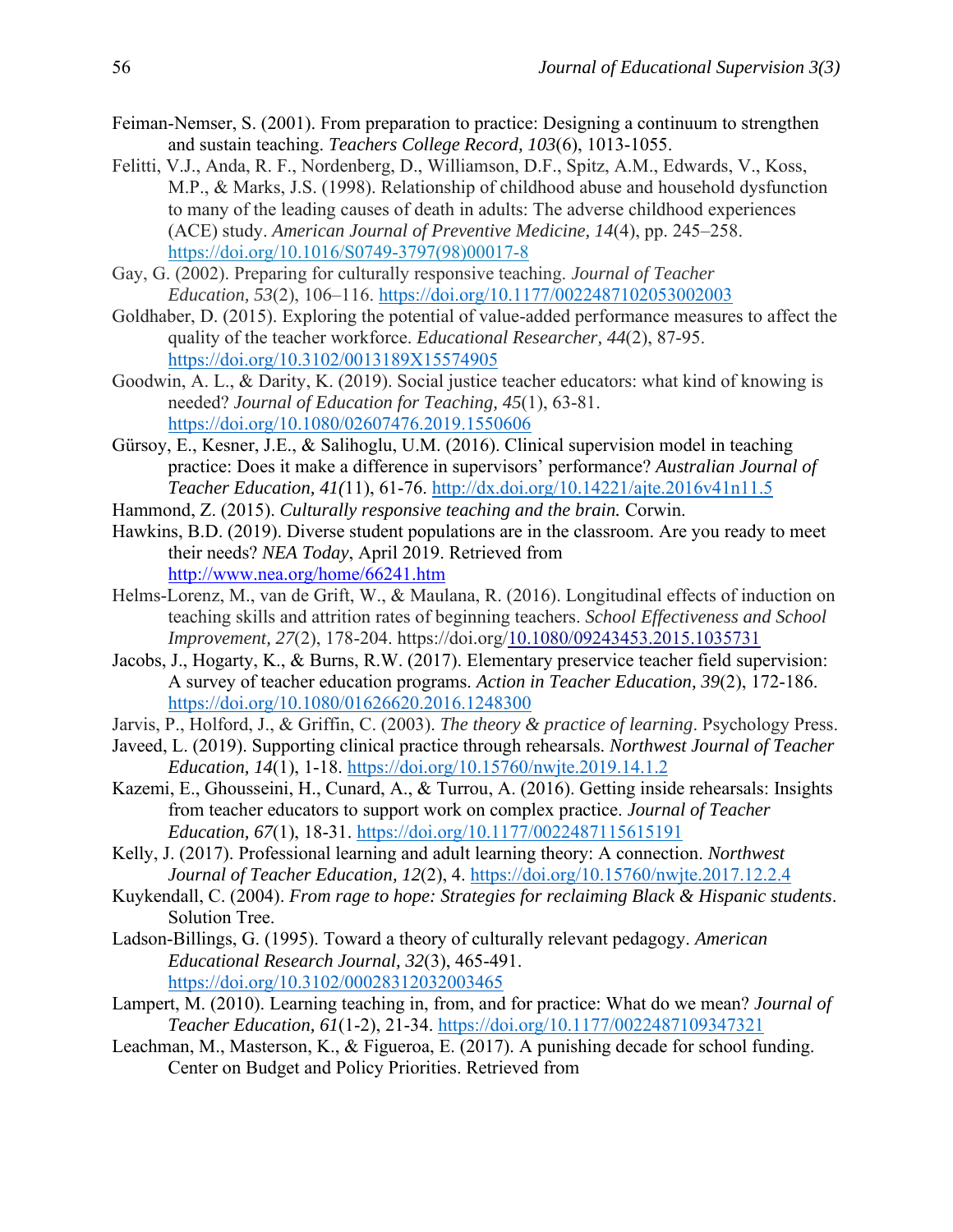Feiman-Nemser, S. (2001). From preparation to practice: Designing a continuum to strengthen and sustain teaching. *Teachers College Record, 103*(6), 1013-1055.

Felitti, V.J., Anda, R. F., Nordenberg, D., Williamson, D.F., Spitz, A.M., Edwards, V., Koss, M.P., & Marks, J.S. (1998). Relationship of childhood abuse and household dysfunction to many of the leading causes of death in adults: The adverse childhood experiences (ACE) study. *American Journal of Preventive Medicine, 14*(4), pp. 245–258. https://doi.org/10.1016/S0749-3797(98)00017-8

Gay, G. (2002). Preparing for culturally responsive teaching. *Journal of Teacher Education, 53*(2), 106–116. https://doi.org/10.1177/0022487102053002003

Goldhaber, D. (2015). Exploring the potential of value-added performance measures to affect the quality of the teacher workforce. *Educational Researcher, 44*(2), 87-95. https://doi.org/10.3102/0013189X15574905

Goodwin, A. L., & Darity, K. (2019). Social justice teacher educators: what kind of knowing is needed? *Journal of Education for Teaching, 45*(1), 63-81. https://doi.org/10.1080/02607476.2019.1550606

Gürsoy, E., Kesner, J.E., & Salihoglu, U.M. (2016). Clinical supervision model in teaching practice: Does it make a difference in supervisors' performance? *Australian Journal of Teacher Education, 41(*11), 61-76. http://dx.doi.org/10.14221/ajte.2016v41n11.5

Hammond, Z. (2015). *Culturally responsive teaching and the brain.* Corwin.

Hawkins, B.D. (2019). Diverse student populations are in the classroom. Are you ready to meet their needs? *NEA Today*, April 2019. Retrieved from http://www.nea.org/home/66241.htm

Helms-Lorenz, M., van de Grift, W., & Maulana, R. (2016). Longitudinal effects of induction on teaching skills and attrition rates of beginning teachers. *School Effectiveness and School Improvement, 27*(2), 178-204. https://doi.org/10.1080/09243453.2015.1035731

Jacobs, J., Hogarty, K., & Burns, R.W. (2017). Elementary preservice teacher field supervision: A survey of teacher education programs. *Action in Teacher Education, 39*(2), 172-186. https://doi.org/10.1080/01626620.2016.1248300

Jarvis, P., Holford, J., & Griffin, C. (2003). *The theory & practice of learning*. Psychology Press.

Javeed, L. (2019). Supporting clinical practice through rehearsals. *Northwest Journal of Teacher Education, 14*(1), 1-18. https://doi.org/10.15760/nwjte.2019.14.1.2

Kazemi, E., Ghousseini, H., Cunard, A., & Turrou, A. (2016). Getting inside rehearsals: Insights from teacher educators to support work on complex practice. *Journal of Teacher Education, 67*(1), 18-31. https://doi.org/10.1177/0022487115615191

Kelly, J. (2017). Professional learning and adult learning theory: A connection. *Northwest Journal of Teacher Education, 12*(2), 4. https://doi.org/10.15760/nwjte.2017.12.2.4

Kuykendall, C. (2004). *From rage to hope: Strategies for reclaiming Black & Hispanic students*. Solution Tree.

Ladson-Billings, G. (1995). Toward a theory of culturally relevant pedagogy. *American Educational Research Journal, 32*(3), 465-491. https://doi.org/10.3102/00028312032003465

Lampert, M. (2010). Learning teaching in, from, and for practice: What do we mean? *Journal of Teacher Education, 61*(1-2), 21-34. https://doi.org/10.1177/0022487109347321

Leachman, M., Masterson, K., & Figueroa, E. (2017). A punishing decade for school funding. Center on Budget and Policy Priorities. Retrieved from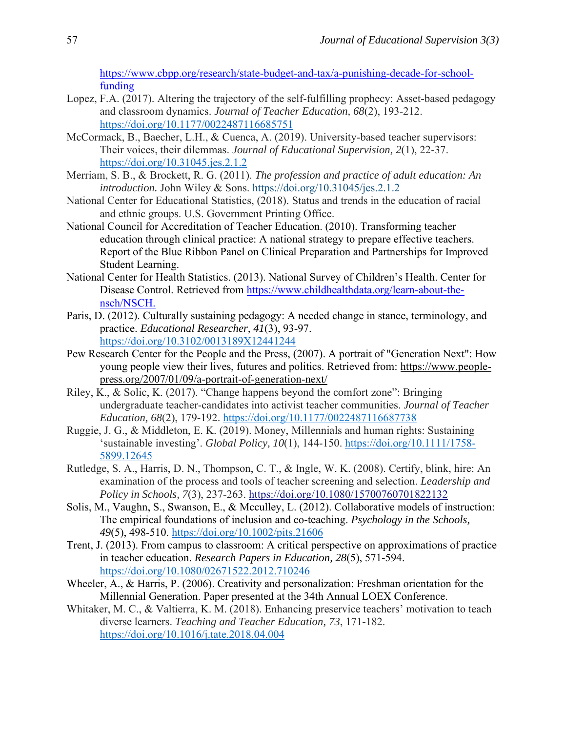https://www.cbpp.org/research/state-budget-and-tax/a-punishing-decade-for-school-funding

Lopez, F.A. (2017). Altering the trajectory of the self-fulfilling prophecy: Asset-based pedagogy and classroom dynamics. *Journal of Teacher Education, 68*(2), 193-212. https://doi.org/10.1177/0022487116685751

McCormack, B., Baecher, L.H., & Cuenca, A. (2019). University-based teacher supervisors: Their voices, their dilemmas. *Journal of Educational Supervision, 2*(1), 22-37. https://doi.org/10.31045.jes.2.1.2

Merriam, S. B., & Brockett, R. G. (2011). *The profession and practice of adult education: An introduction.* John Wiley & Sons. https://doi.org/10.31045/jes.2.1.2

National Center for Educational Statistics, (2018). Status and trends in the education of racial and ethnic groups. U.S. Government Printing Office.

National Council for Accreditation of Teacher Education. (2010). Transforming teacher education through clinical practice: A national strategy to prepare effective teachers. Report of the Blue Ribbon Panel on Clinical Preparation and Partnerships for Improved Student Learning.

National Center for Health Statistics. (2013). National Survey of Children's Health. Center for Disease Control. Retrieved from https://www.childhealthdata.org/learn-about-the-nsch/NSCH.

Paris, D. (2012). Culturally sustaining pedagogy: A needed change in stance, terminology, and practice. *Educational Researcher, 41*(3), 93-97. https://doi.org/10.3102/0013189X12441244

Pew Research Center for the People and the Press, (2007). A portrait of "Generation Next": How young people view their lives, futures and politics. Retrieved from: https://www.people-press.org/2007/01/09/a-portrait-of-generation-next/

Riley, K., & Solic, K. (2017). "Change happens beyond the comfort zone": Bringing undergraduate teacher-candidates into activist teacher communities. *Journal of Teacher Education, 68*(2), 179-192. https://doi.org/10.1177/0022487116687738

Ruggie, J. G., & Middleton, E. K. (2019). Money, Millennials and human rights: Sustaining 'sustainable investing'. *Global Policy, 10*(1), 144-150. https://doi.org/10.1111/1758-5899.12645

Rutledge, S. A., Harris, D. N., Thompson, C. T., & Ingle, W. K. (2008). Certify, blink, hire: An examination of the process and tools of teacher screening and selection. *Leadership and Policy in Schools, 7*(3), 237-263. https://doi.org/10.1080/15700760701822132

Solis, M., Vaughn, S., Swanson, E., & Mcculley, L. (2012). Collaborative models of instruction: The empirical foundations of inclusion and co-teaching. *Psychology in the Schools, 49*(5), 498-510. https://doi.org/10.1002/pits.21606

Trent, J. (2013). From campus to classroom: A critical perspective on approximations of practice in teacher education. *Research Papers in Education, 28*(5), 571-594. https://doi.org/10.1080/02671522.2012.710246

Wheeler, A., & Harris, P. (2006). Creativity and personalization: Freshman orientation for the Millennial Generation. Paper presented at the 34th Annual LOEX Conference.

Whitaker, M. C., & Valtierra, K. M. (2018). Enhancing preservice teachers' motivation to teach diverse learners. *Teaching and Teacher Education, 73*, 171-182. https://doi.org/10.1016/j.tate.2018.04.004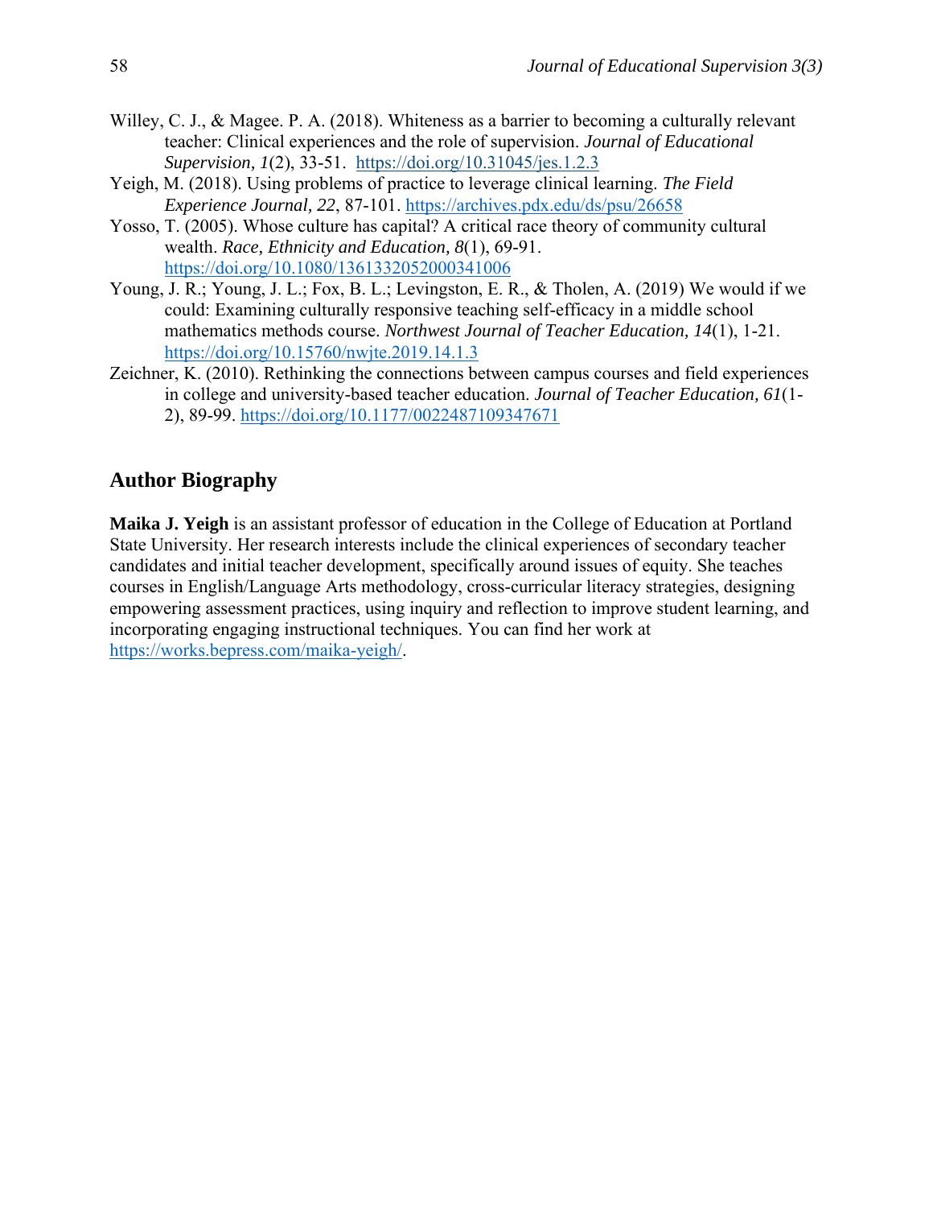Willey, C. J., & Magee. P. A. (2018). Whiteness as a barrier to becoming a culturally relevant teacher: Clinical experiences and the role of supervision. *Journal of Educational Supervision, 1*(2), 33-51. https://doi.org/10.31045/jes.1.2.3

Yeigh, M. (2018). Using problems of practice to leverage clinical learning. *The Field Experience Journal, 22*, 87-101. https://archives.pdx.edu/ds/psu/26658

Yosso, T. (2005). Whose culture has capital? A critical race theory of community cultural wealth. *Race, Ethnicity and Education, 8*(1), 69-91. https://doi.org/10.1080/1361332052000341006

Young, J. R.; Young, J. L.; Fox, B. L.; Levingston, E. R., & Tholen, A. (2019) We would if we could: Examining culturally responsive teaching self-efficacy in a middle school mathematics methods course. *Northwest Journal of Teacher Education, 14*(1), 1-21. https://doi.org/10.15760/nwjte.2019.14.1.3

Zeichner, K. (2010). Rethinking the connections between campus courses and field experiences in college and university-based teacher education. *Journal of Teacher Education, 61*(1-2), 89-99. https://doi.org/10.1177/0022487109347671

## Author Biography

**Maika J. Yeigh** is an assistant professor of education in the College of Education at Portland State University. Her research interests include the clinical experiences of secondary teacher candidates and initial teacher development, specifically around issues of equity. She teaches courses in English/Language Arts methodology, cross-curricular literacy strategies, designing empowering assessment practices, using inquiry and reflection to improve student learning, and incorporating engaging instructional techniques. You can find her work at https://works.bepress.com/maika-yeigh/.